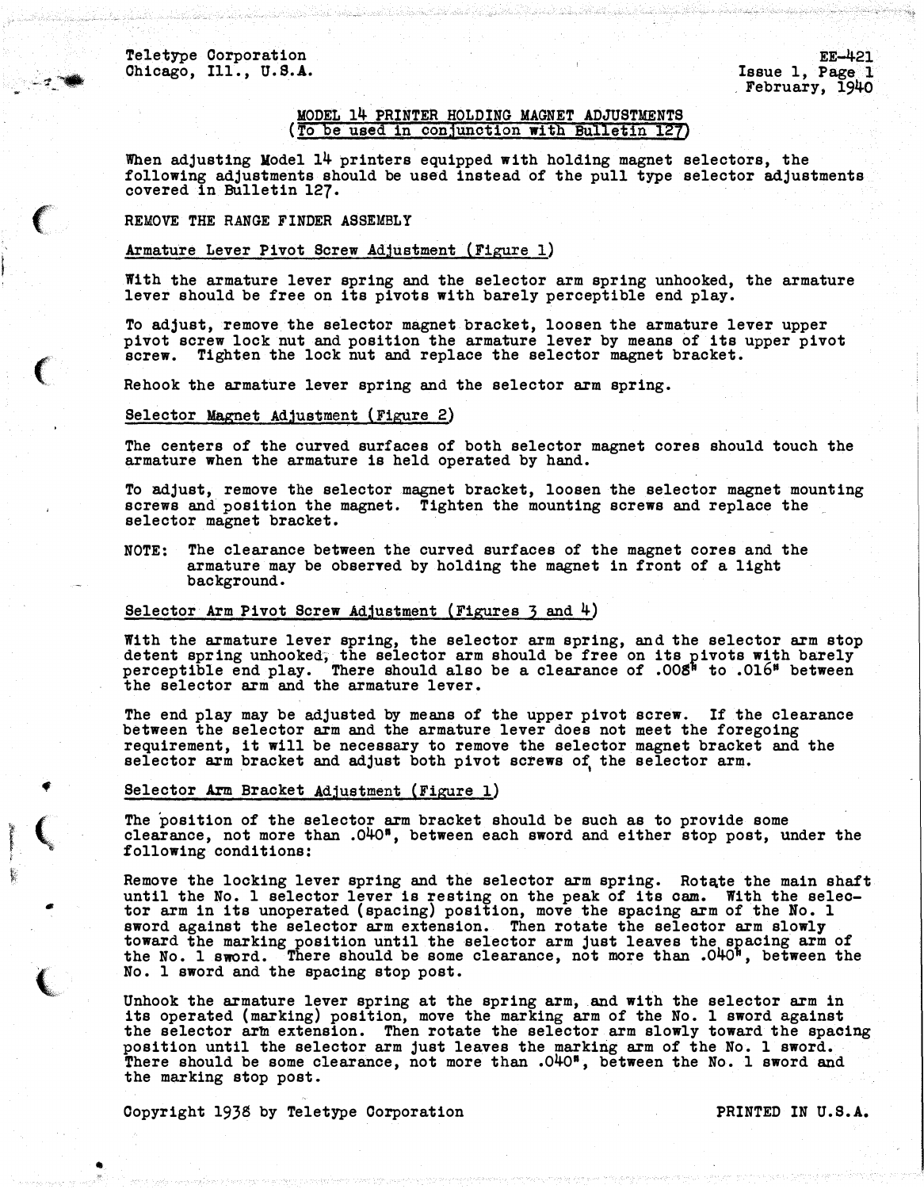Teletype Corporation
Chicago, Ill., U.S.A.

EE-421
Issue 1, Page 1
February, 1940

## MODEL 14 PRINTER HOLDING MAGNET ADJUSTMENTS
(To be used in conjunction with Bulletin 127)

When adjusting Model 14 printers equipped with holding magnet selectors, the following adjustments should be used instead of the pull type selector adjustments covered in Bulletin 127.

REMOVE THE RANGE FINDER ASSEMBLY

### Armature Lever Pivot Screw Adjustment (Figure 1)

With the armature lever spring and the selector arm spring unhooked, the armature lever should be free on its pivots with barely perceptible end play.

To adjust, remove the selector magnet bracket, loosen the armature lever upper pivot screw lock nut and position the armature lever by means of its upper pivot screw. Tighten the lock nut and replace the selector magnet bracket.

Rehook the armature lever spring and the selector arm spring.

### Selector Magnet Adjustment (Figure 2)

The centers of the curved surfaces of both selector magnet cores should touch the armature when the armature is held operated by hand.

To adjust, remove the selector magnet bracket, loosen the selector magnet mounting screws and position the magnet. Tighten the mounting screws and replace the selector magnet bracket.

NOTE: The clearance between the curved surfaces of the magnet cores and the armature may be observed by holding the magnet in front of a light background.

### Selector Arm Pivot Screw Adjustment (Figures 3 and 4)

With the armature lever spring, the selector arm spring, and the selector arm stop detent spring unhooked, the selector arm should be free on its pivots with barely perceptible end play. There should also be a clearance of .008" to .016" between the selector arm and the armature lever.

The end play may be adjusted by means of the upper pivot screw. If the clearance between the selector arm and the armature lever does not meet the foregoing requirement, it will be necessary to remove the selector magnet bracket and the selector arm bracket and adjust both pivot screws of the selector arm.

### Selector Arm Bracket Adjustment (Figure 1)

The position of the selector arm bracket should be such as to provide some clearance, not more than .040", between each sword and either stop post, under the following conditions:

Remove the locking lever spring and the selector arm spring. Rotate the main shaft until the No. 1 selector lever is resting on the peak of its cam. With the selector arm in its unoperated (spacing) position, move the spacing arm of the No. 1 sword against the selector arm extension. Then rotate the selector arm slowly toward the marking position until the selector arm just leaves the spacing arm of the No. 1 sword. There should be some clearance, not more than .040", between the No. 1 sword and the spacing stop post.

Unhook the armature lever spring at the spring arm, and with the selector arm in its operated (marking) position, move the marking arm of the No. 1 sword against the selector arm extension. Then rotate the selector arm slowly toward the spacing position until the selector arm just leaves the marking arm of the No. 1 sword. There should be some clearance, not more than .040", between the No. 1 sword and the marking stop post.

Copyright 1938 by Teletype Corporation

PRINTED IN U.S.A.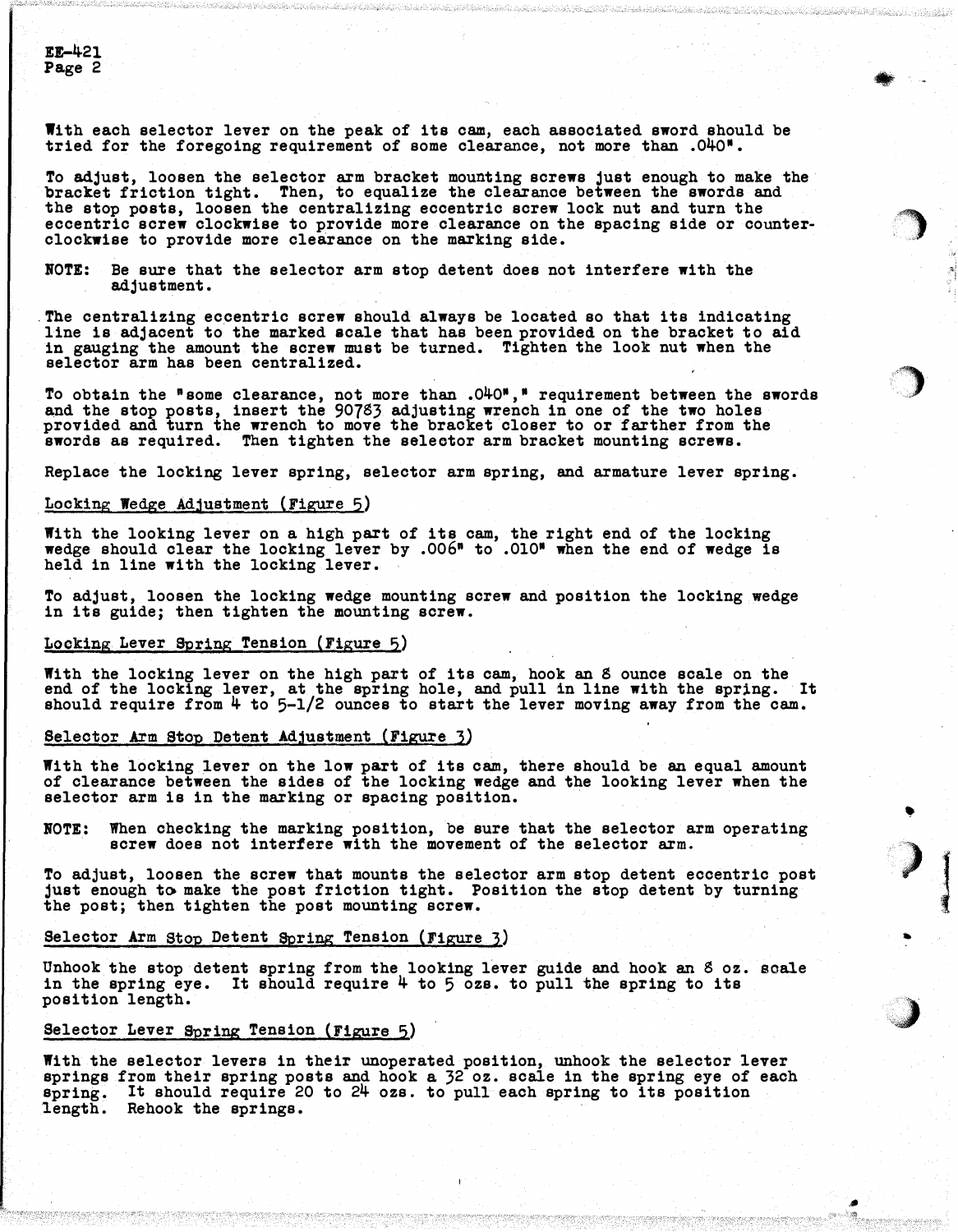With each selector lever on the peak of its cam, each associated sword should be tried for the foregoing requirement of some clearance, not more than .040".

To adjust, loosen the selector arm bracket mounting screws just enough to make the bracket friction tight. Then, to equalize the clearance between the swords and the stop posts, loosen the centralizing eccentric screw lock nut and turn the eccentric screw clockwise to provide more clearance on the spacing side or counter-clockwise to provide more clearance on the marking side.

NOTE: Be sure that the selector arm stop detent does not interfere with the adjustment.

The centralizing eccentric screw should always be located so that its indicating line is adjacent to the marked scale that has been provided on the bracket to aid in gauging the amount the screw must be turned. Tighten the look nut when the selector arm has been centralized.

To obtain the "some clearance, not more than .040"," requirement between the swords and the stop posts, insert the 90783 adjusting wrench in one of the two holes provided and turn the wrench to move the bracket closer to or farther from the swords as required. Then tighten the selector arm bracket mounting screws.

Replace the locking lever spring, selector arm spring, and armature lever spring.

## Locking Wedge Adjustment (Figure 5)

With the looking lever on a high part of its cam, the right end of the locking wedge should clear the locking lever by .006" to .010" when the end of wedge is held in line with the locking lever.

To adjust, loosen the locking wedge mounting screw and position the locking wedge in its guide; then tighten the mounting screw.

## Locking Lever Spring Tension (Figure 5)

With the locking lever on the high part of its cam, hook an 8 ounce scale on the end of the locking lever, at the spring hole, and pull in line with the spring. It should require from 4 to 5-1/2 ounces to start the lever moving away from the cam.

## Selector Arm Stop Detent Adjustment (Figure 3)

With the locking lever on the low part of its cam, there should be an equal amount of clearance between the sides of the locking wedge and the looking lever when the selector arm is in the marking or spacing position.

NOTE: When checking the marking position, be sure that the selector arm operating screw does not interfere with the movement of the selector arm.

To adjust, loosen the screw that mounts the selector arm stop detent eccentric post just enough to make the post friction tight. Position the stop detent by turning the post; then tighten the post mounting screw.

## Selector Arm Stop Detent Spring Tension (Figure 3)

Unhook the stop detent spring from the looking lever guide and hook an 8 oz. scale in the spring eye. It should require 4 to 5 ozs. to pull the spring to its position length.

## Selector Lever Spring Tension (Figure 5)

With the selector levers in their unoperated position, unhook the selector lever springs from their spring posts and hook a 32 oz. scale in the spring eye of each spring. It should require 20 to 24 ozs. to pull each spring to its position length. Rehook the springs.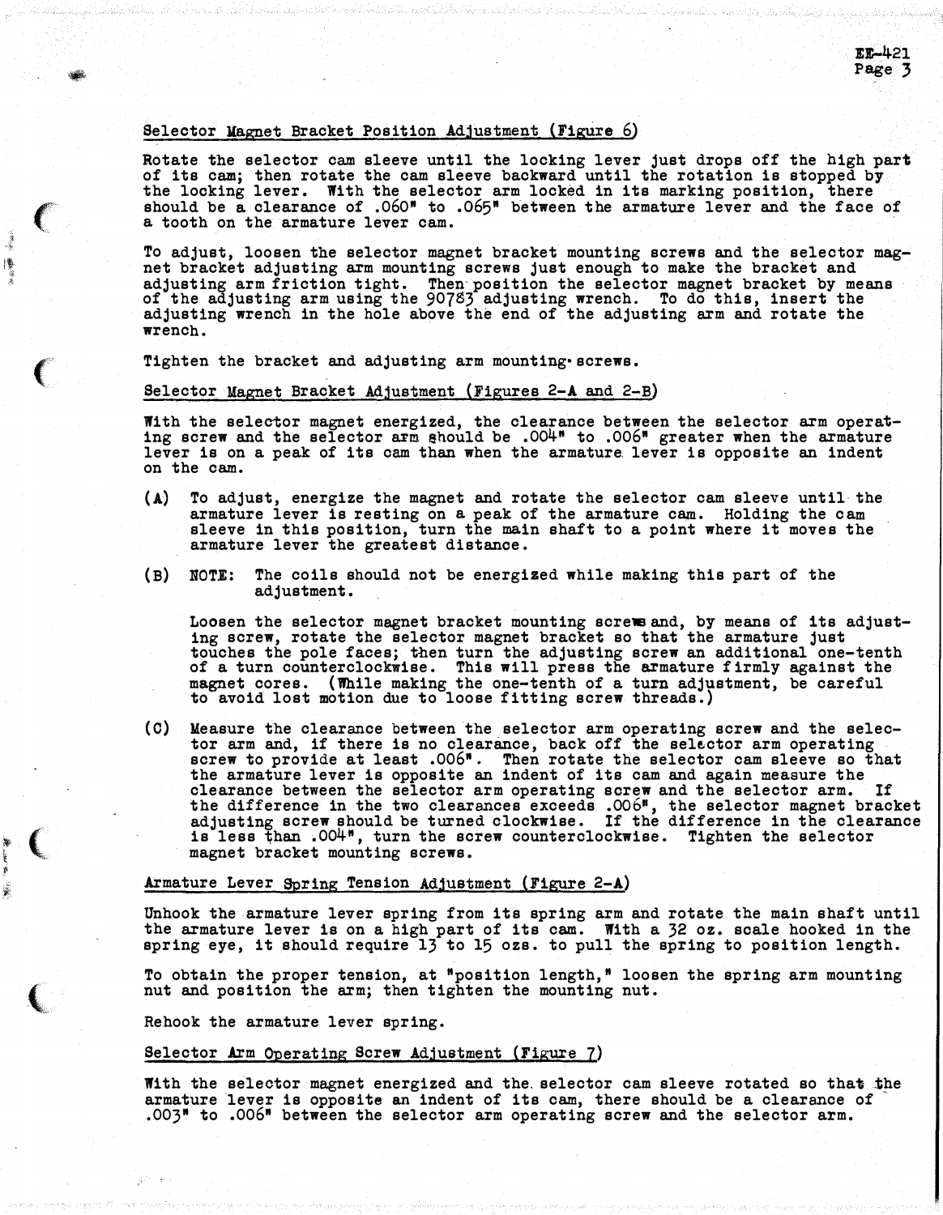### Selector Magnet Bracket Position Adjustment (Figure 6)

Rotate the selector cam sleeve until the locking lever just drops off the high part of its cam; then rotate the cam sleeve backward until the rotation is stopped by the locking lever. With the selector arm locked in its marking position, there should be a clearance of .060" to .065" between the armature lever and the face of a tooth on the armature lever cam.

To adjust, loosen the selector magnet bracket mounting screws and the selector magnet bracket adjusting arm mounting screws just enough to make the bracket and adjusting arm friction tight. Then position the selector magnet bracket by means of the adjusting arm using the 90783 adjusting wrench. To do this, insert the adjusting wrench in the hole above the end of the adjusting arm and rotate the wrench.

Tighten the bracket and adjusting arm mounting screws.

### Selector Magnet Bracket Adjustment (Figures 2-A and 2-B)

With the selector magnet energized, the clearance between the selector arm operating screw and the selector arm should be .004" to .006" greater when the armature lever is on a peak of its cam than when the armature lever is opposite an indent on the cam.

(A) To adjust, energize the magnet and rotate the selector cam sleeve until the armature lever is resting on a peak of the armature cam. Holding the cam sleeve in this position, turn the main shaft to a point where it moves the armature lever the greatest distance.

(B) NOTE: The coils should not be energized while making this part of the adjustment.

Loosen the selector magnet bracket mounting screws and, by means of its adjusting screw, rotate the selector magnet bracket so that the armature just touches the pole faces; then turn the adjusting screw an additional one-tenth of a turn counterclockwise. This will press the armature firmly against the magnet cores. (While making the one-tenth of a turn adjustment, be careful to avoid lost motion due to loose fitting screw threads.)

(C) Measure the clearance between the selector arm operating screw and the selector arm and, if there is no clearance, back off the selector arm operating screw to provide at least .006". Then rotate the selector cam sleeve so that the armature lever is opposite an indent of its cam and again measure the clearance between the selector arm operating screw and the selector arm. If the difference in the two clearances exceeds .006", the selector magnet bracket adjusting screw should be turned clockwise. If the difference in the clearance is less than .004", turn the screw counterclockwise. Tighten the selector magnet bracket mounting screws.

### Armature Lever Spring Tension Adjustment (Figure 2-A)

Unhook the armature lever spring from its spring arm and rotate the main shaft until the armature lever is on a high part of its cam. With a 32 oz. scale hooked in the spring eye, it should require 13 to 15 ozs. to pull the spring to position length.

To obtain the proper tension, at "position length," loosen the spring arm mounting nut and position the arm; then tighten the mounting nut.

Rehook the armature lever spring.

### Selector Arm Operating Screw Adjustment (Figure 7)

With the selector magnet energized and the selector cam sleeve rotated so that the armature lever is opposite an indent of its cam, there should be a clearance of .003" to .006" between the selector arm operating screw and the selector arm.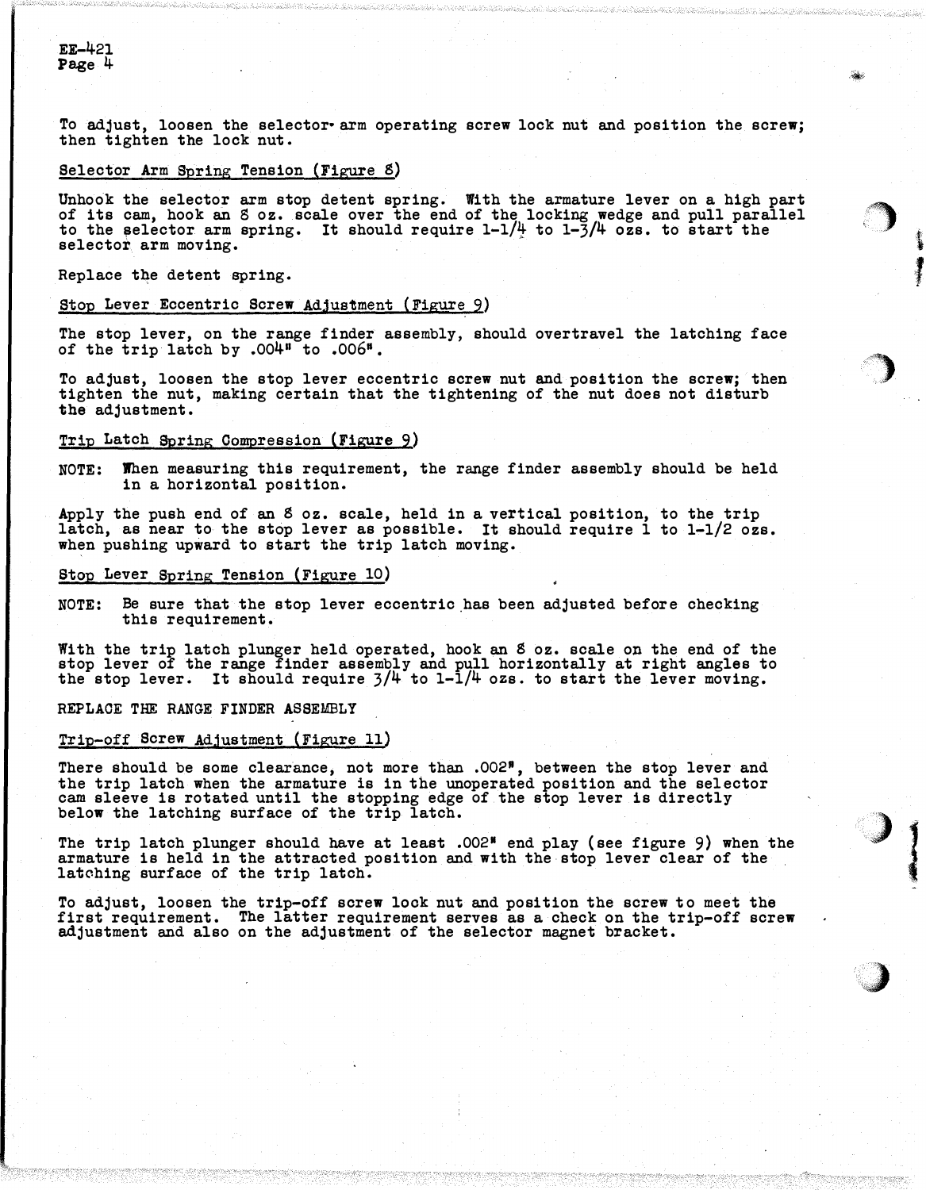To adjust, loosen the selector arm operating screw lock nut and position the screw; then tighten the lock nut.

Selector Arm Spring Tension (Figure 8)

Unhook the selector arm stop detent spring. With the armature lever on a high part of its cam, hook an 8 oz. scale over the end of the locking wedge and pull parallel to the selector arm spring. It should require 1-1/4 to 1-3/4 ozs. to start the selector arm moving.

Replace the detent spring.

Stop Lever Eccentric Screw Adjustment (Figure 9)

The stop lever, on the range finder assembly, should overtravel the latching face of the trip latch by .004" to .006".

To adjust, loosen the stop lever eccentric screw nut and position the screw; then tighten the nut, making certain that the tightening of the nut does not disturb the adjustment.

Trip Latch Spring Compression (Figure 9)

NOTE: When measuring this requirement, the range finder assembly should be held in a horizontal position.

Apply the push end of an 8 oz. scale, held in a vertical position, to the trip latch, as near to the stop lever as possible. It should require 1 to 1-1/2 ozs. when pushing upward to start the trip latch moving.

Stop Lever Spring Tension (Figure 10)

NOTE: Be sure that the stop lever eccentric has been adjusted before checking this requirement.

With the trip latch plunger held operated, hook an 8 oz. scale on the end of the stop lever of the range finder assembly and pull horizontally at right angles to the stop lever. It should require 3/4 to 1-1/4 ozs. to start the lever moving.

REPLACE THE RANGE FINDER ASSEMBLY

Trip-off Screw Adjustment (Figure 11)

There should be some clearance, not more than .002", between the stop lever and the trip latch when the armature is in the unoperated position and the selector cam sleeve is rotated until the stopping edge of the stop lever is directly below the latching surface of the trip latch.

The trip latch plunger should have at least .002" end play (see figure 9) when the armature is held in the attracted position and with the stop lever clear of the latching surface of the trip latch.

To adjust, loosen the trip-off screw lock nut and position the screw to meet the first requirement. The latter requirement serves as a check on the trip-off screw adjustment and also on the adjustment of the selector magnet bracket.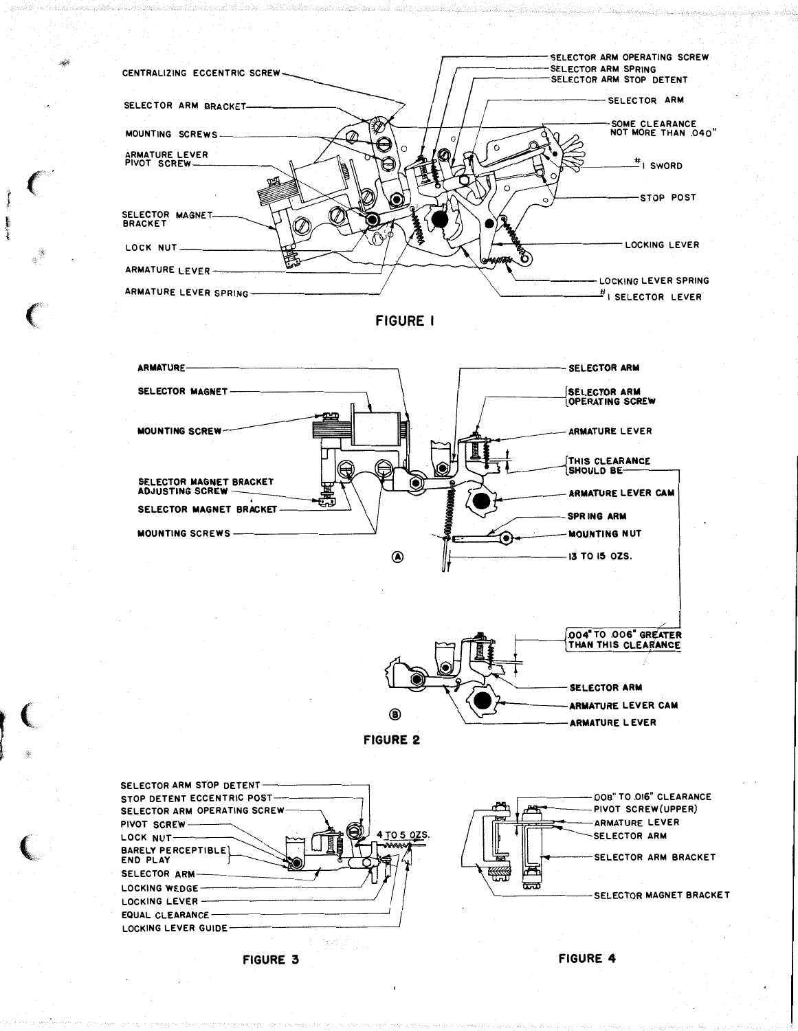SELECTOR ARM OPERATING SCREW
SELECTOR ARM SPRING
SELECTOR ARM STOP DETENT
CENTRALIZING ECCENTRIC SCREW
SELECTOR ARM BRACKET
SELECTOR ARM
MOUNTING SCREWS
SOME CLEARANCE NOT MORE THAN .040"
ARMATURE LEVER PIVOT SCREW
#1 SWORD
STOP POST
SELECTOR MAGNET BRACKET
LOCK NUT
LOCKING LEVER
ARMATURE LEVER
LOCKING LEVER SPRING
ARMATURE LEVER SPRING
#1 SELECTOR LEVER

FIGURE 1

ARMATURE
SELECTOR ARM
SELECTOR MAGNET
SELECTOR ARM OPERATING SCREW
MOUNTING SCREW
ARMATURE LEVER
THIS CLEARANCE SHOULD BE
SELECTOR MAGNET BRACKET ADJUSTING SCREW
ARMATURE LEVER CAM
SELECTOR MAGNET BRACKET
SPRING ARM
MOUNTING SCREWS
MOUNTING NUT
(A)
13 TO 15 OZS.

.004" TO .006" GREATER THAN THIS CLEARANCE
SELECTOR ARM
ARMATURE LEVER CAM
(B)
ARMATURE LEVER

FIGURE 2

SELECTOR ARM STOP DETENT
STOP DETENT ECCENTRIC POST
SELECTOR ARM OPERATING SCREW
PIVOT SCREW
LOCK NUT
4 TO 5 OZS.
BARELY PERCEPTIBLE END PLAY
SELECTOR ARM
LOCKING WEDGE
LOCKING LEVER
EQUAL CLEARANCE
LOCKING LEVER GUIDE

FIGURE 3

.008" TO .016" CLEARANCE
PIVOT SCREW (UPPER)
ARMATURE LEVER
SELECTOR ARM
SELECTOR ARM BRACKET
SELECTOR MAGNET BRACKET

FIGURE 4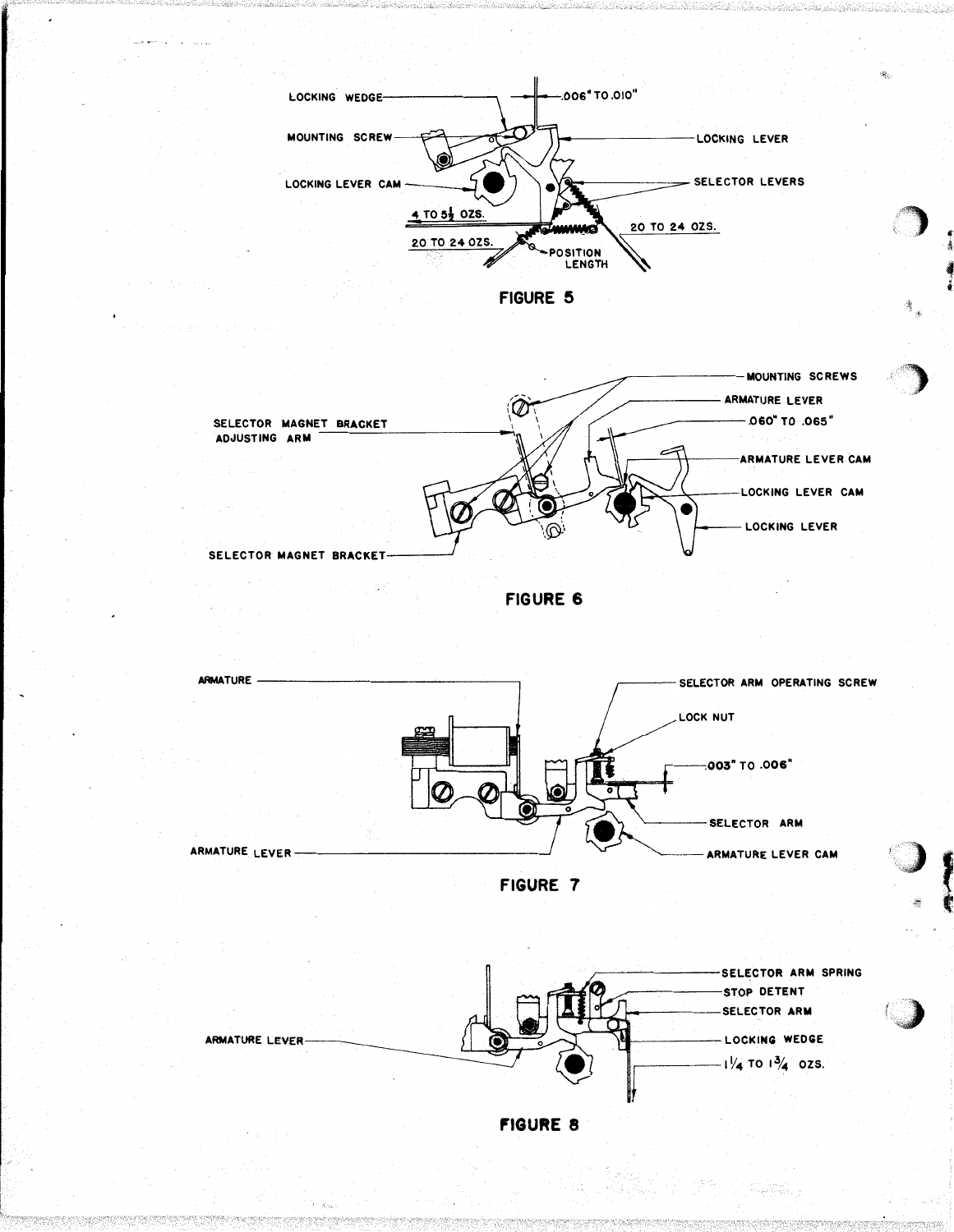LOCKING WEDGE

.006" TO .010"

MOUNTING SCREW

LOCKING LEVER

LOCKING LEVER CAM

SELECTOR LEVERS

4 TO 5½ OZS.

20 TO 24 OZS.

20 TO 24 OZS.

POSITION LENGTH

**FIGURE 5**

MOUNTING SCREWS

ARMATURE LEVER

SELECTOR MAGNET BRACKET ADJUSTING ARM

.060" TO .065"

ARMATURE LEVER CAM

LOCKING LEVER CAM

LOCKING LEVER

SELECTOR MAGNET BRACKET

**FIGURE 6**

ARMATURE

SELECTOR ARM OPERATING SCREW

LOCK NUT

.003" TO .006"

SELECTOR ARM

ARMATURE LEVER

ARMATURE LEVER CAM

**FIGURE 7**

SELECTOR ARM SPRING

STOP DETENT

SELECTOR ARM

ARMATURE LEVER

LOCKING WEDGE

1¼ TO 1¾ OZS.

**FIGURE 8**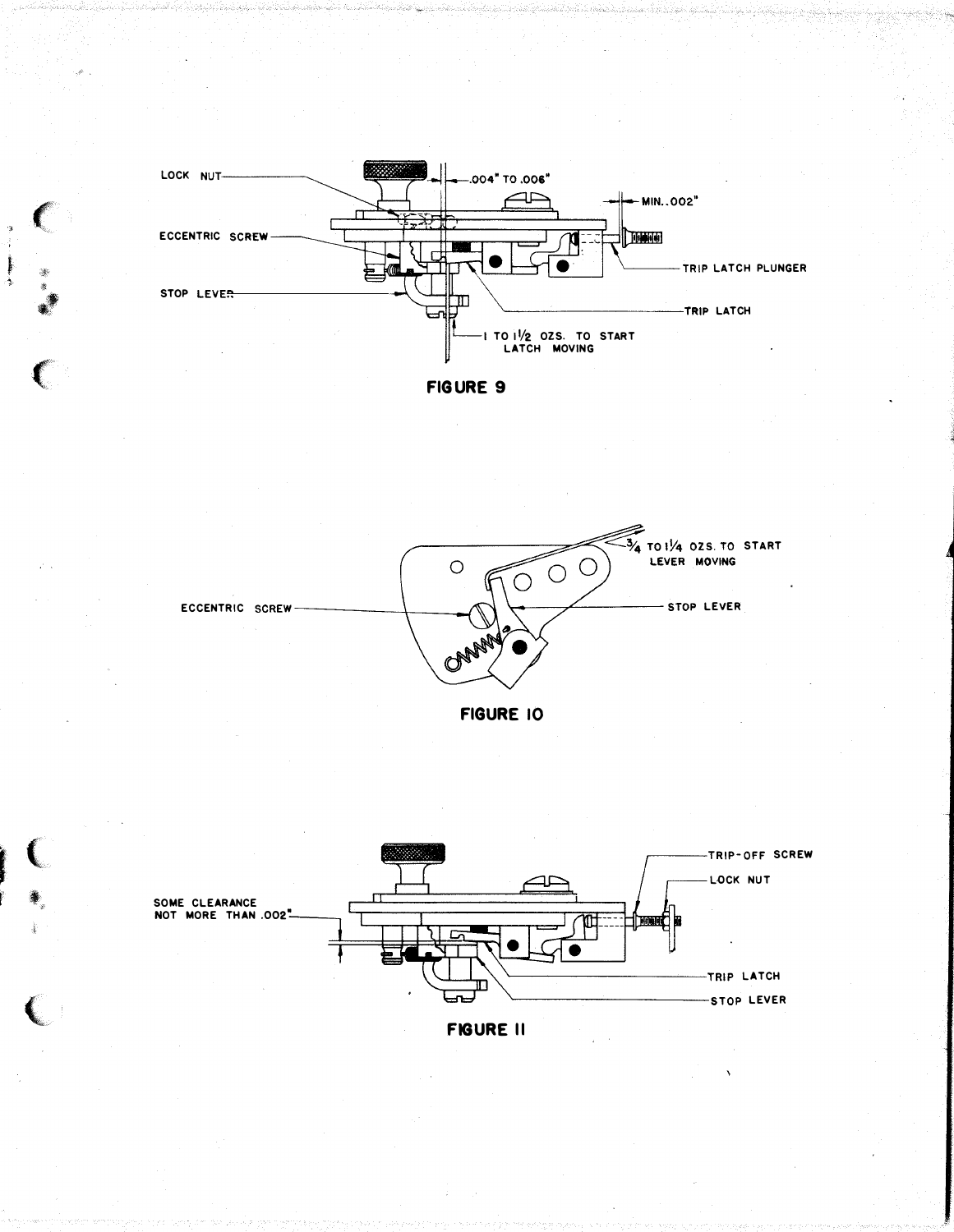LOCK NUT

.004" TO .006"

MIN. .002"

ECCENTRIC SCREW

TRIP LATCH PLUNGER

STOP LEVER

TRIP LATCH

1 TO 1½ OZS. TO START LATCH MOVING

**FIGURE 9**

¾ TO 1¼ OZS. TO START LEVER MOVING

ECCENTRIC SCREW

STOP LEVER

**FIGURE 10**

TRIP-OFF SCREW

LOCK NUT

SOME CLEARANCE NOT MORE THAN .002"

TRIP LATCH

STOP LEVER

**FIGURE 11**